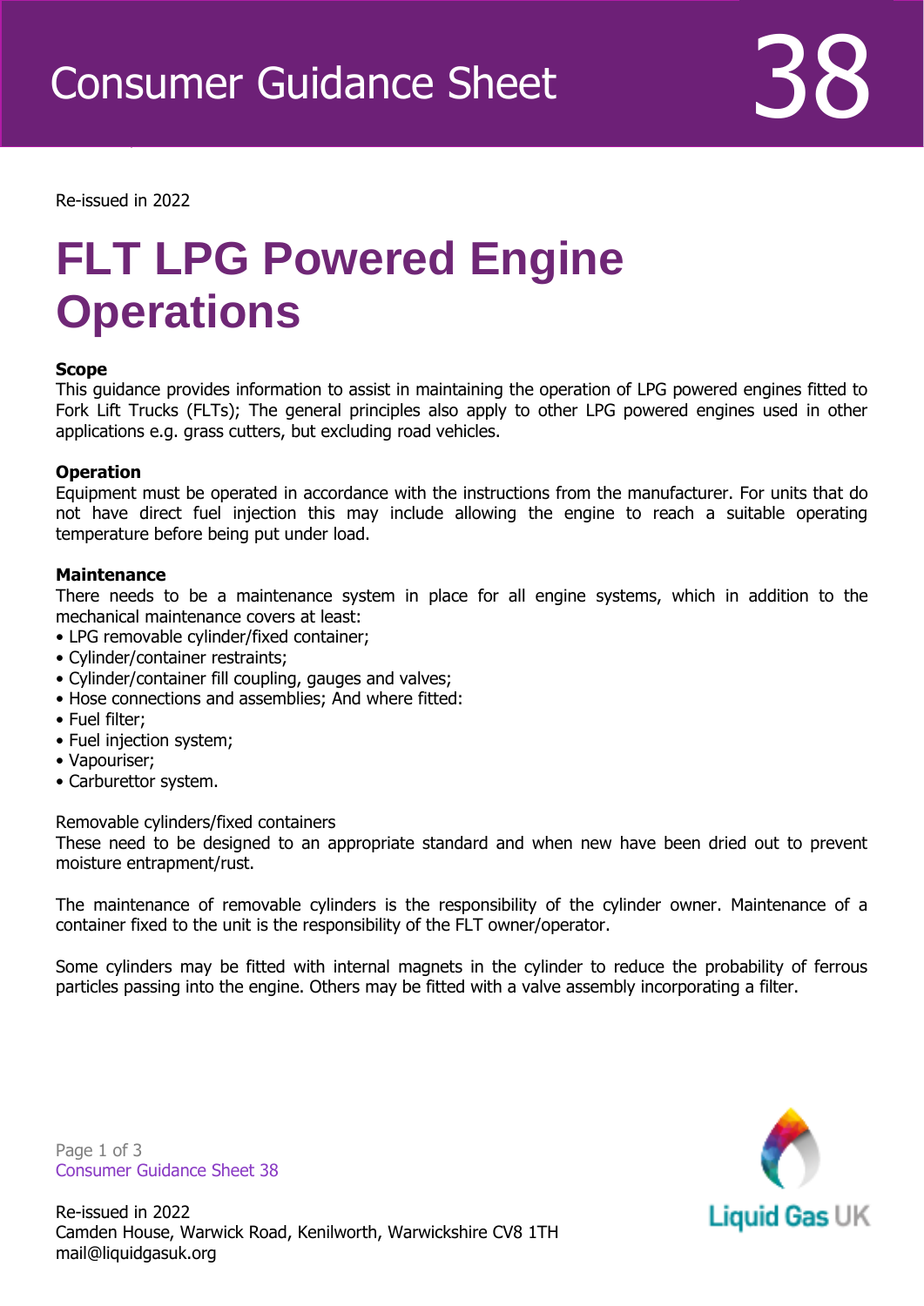Consumer Guidance Sheet 38

Re-issued in 2022

# FLT LPG Powered Engine Operations

**Scope**

This guidance provides information to assist in maintaining the operation of LPG powered engines fitted to Fork Lift Trucks (FLTs); The general principles also apply to other LPG powered engines used in other applications e.g. grass cutters, but excluding road vehicles.

**Operation**

Equipment must be operated in accordance with the instructions from the manufacturer. For units that do not have direct fuel injection this may include allowing the engine to reach a suitable operating temperature before being put under load.

**Maintenance**

There needs to be a maintenance system in place for all engine systems, which in addition to the mechanical maintenance covers at least:

- LPG removable cylinder/fixed container;
- Cylinder/container restraints;
- Cylinder/container fill coupling, gauges and valves;
- Hose connections and assemblies; And where fitted:
- Fuel filter;
- Fuel injection system;
- Vapouriser;
- Carburettor system.

Removable cylinders/fixed containers

These need to be designed to an appropriate standard and when new have been dried out to prevent moisture entrapment/rust.

The maintenance of removable cylinders is the responsibility of the cylinder owner. Maintenance of a container fixed to the unit is the responsibility of the FLT owner/operator.

Some cylinders may be fitted with internal magnets in the cylinder to reduce the probability of ferrous particles passing into the engine. Others may be fitted with a valve assembly incorporating a filter.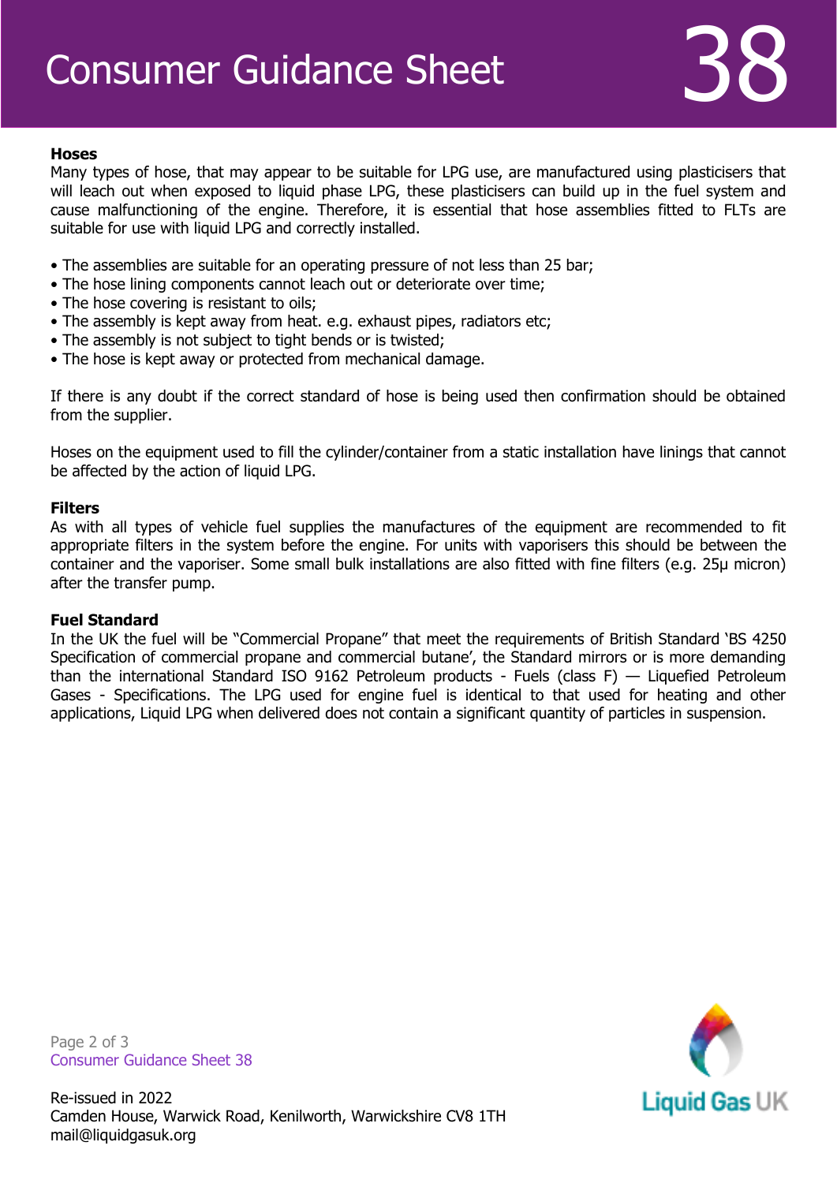### Hoses

Many types of hose, that may appear to be suitable for LPG use, are manufactured using plasticisers that will leach out when exposed to liquid phase LPG, these plasticisers can build up in the fuel system and cause malfunctioning of the engine. Therefore, it is essential that hose assemblies fitted to FLTs are suitable for use with liquid LPG and correctly installed.

- The assemblies are suitable for an operating pressure of not less than 25 bar;
- The hose lining components cannot leach out or deteriorate over time;
- The hose covering is resistant to oils;
- The assembly is kept away from heat. e.g. exhaust pipes, radiators etc;
- The assembly is not subject to tight bends or is twisted;
- The hose is kept away or protected from mechanical damage.

If there is any doubt if the correct standard of hose is being used then confirmation should be obtained from the supplier.

Hoses on the equipment used to fill the cylinder/container from a static installation have linings that cannot be affected by the action of liquid LPG.

### Filters

As with all types of vehicle fuel supplies the manufactures of the equipment are recommended to fit appropriate filters in the system before the engine. For units with vaporisers this should be between the container and the vaporiser. Some small bulk installations are also fitted with fine filters (e.g. 25μ micron) after the transfer pump.

### Fuel Standard

In the UK the fuel will be “Commercial Propane” that meet the requirements of British Standard ‘BS 4250 Specification of commercial propane and commercial butane’, the Standard mirrors or is more demanding than the international Standard ISO 9162 Petroleum products - Fuels (class F) — Liquefied Petroleum Gases - Specifications. The LPG used for engine fuel is identical to that used for heating and other applications, Liquid LPG when delivered does not contain a significant quantity of particles in suspension.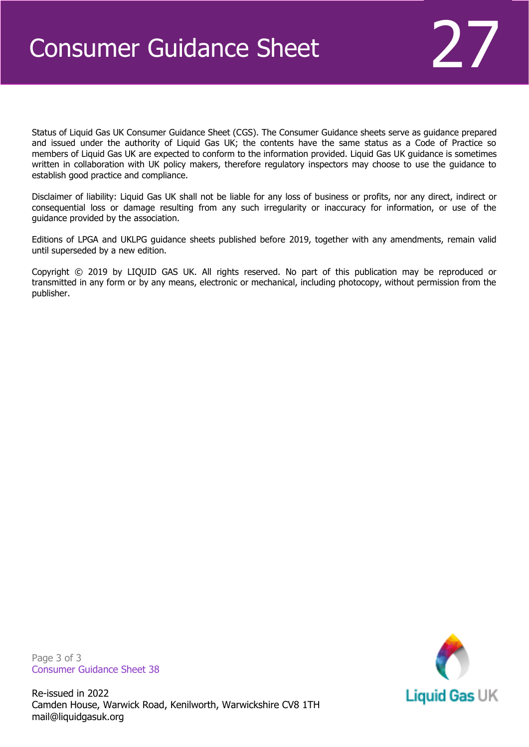Status of Liquid Gas UK Consumer Guidance Sheet (CGS). The Consumer Guidance sheets serve as guidance prepared and issued under the authority of Liquid Gas UK; the contents have the same status as a Code of Practice so members of Liquid Gas UK are expected to conform to the information provided. Liquid Gas UK guidance is sometimes written in collaboration with UK policy makers, therefore regulatory inspectors may choose to use the guidance to establish good practice and compliance.

Disclaimer of liability: Liquid Gas UK shall not be liable for any loss of business or profits, nor any direct, indirect or consequential loss or damage resulting from any such irregularity or inaccuracy for information, or use of the guidance provided by the association.

Editions of LPGA and UKLPG guidance sheets published before 2019, together with any amendments, remain valid until superseded by a new edition.

Copyright © 2019 by LIQUID GAS UK. All rights reserved. No part of this publication may be reproduced or transmitted in any form or by any means, electronic or mechanical, including photocopy, without permission from the publisher.

Re-issued in 2022
Camden House, Warwick Road, Kenilworth, Warwickshire CV8 1TH
mail@liquidgasuk.org